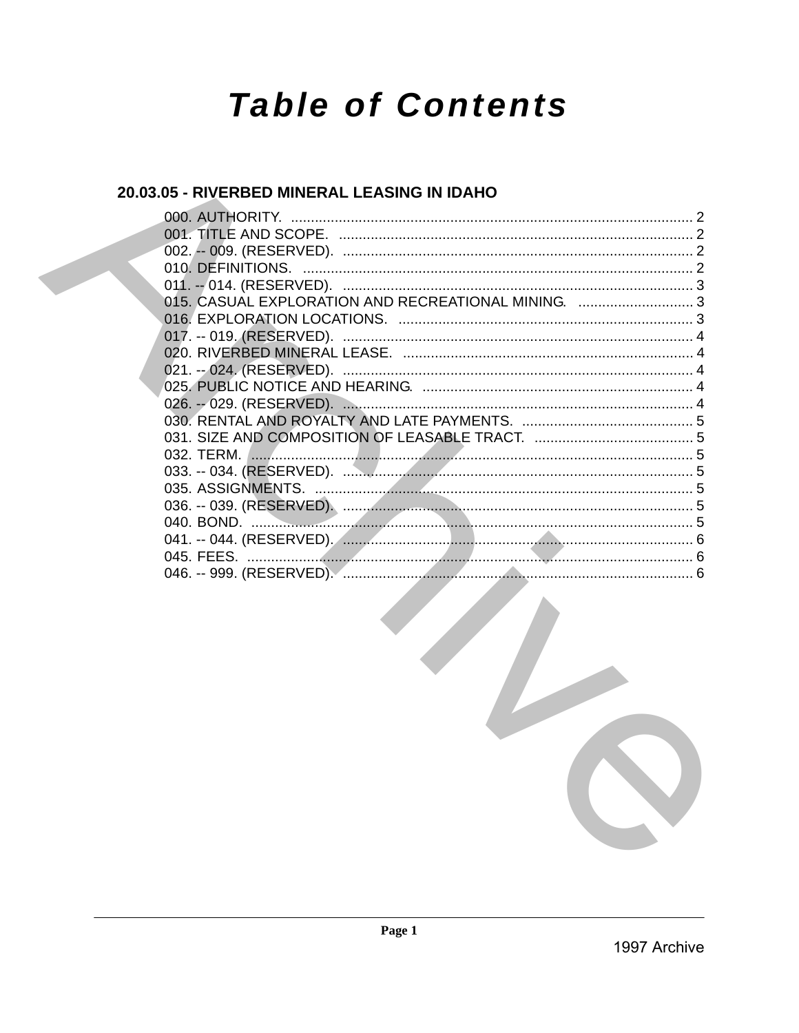# Table of Contents

## 20.03.05 - RIVERBED MINERAL LEASING IN IDAHO

000. AUTHORITY. .......... 2
001. TITLE AND SCOPE. .......... 2
002. -- 009. (RESERVED). .......... 2
010. DEFINITIONS. .......... 2
011. -- 014. (RESERVED). .......... 3
015. CASUAL EXPLORATION AND RECREATIONAL MINING. .......... 3
016. EXPLORATION LOCATIONS. .......... 3
017. -- 019. (RESERVED). .......... 4
020. RIVERBED MINERAL LEASE. .......... 4
021. -- 024. (RESERVED). .......... 4
025. PUBLIC NOTICE AND HEARING. .......... 4
026. -- 029. (RESERVED). .......... 4
030. RENTAL AND ROYALTY AND LATE PAYMENTS. .......... 5
031. SIZE AND COMPOSITION OF LEASABLE TRACT. .......... 5
032. TERM. .......... 5
033. -- 034. (RESERVED). .......... 5
035. ASSIGNMENTS. .......... 5
036. -- 039. (RESERVED). .......... 5
040. BOND. .......... 5
041. -- 044. (RESERVED). .......... 6
045. FEES. .......... 6
046. -- 999. (RESERVED). .......... 6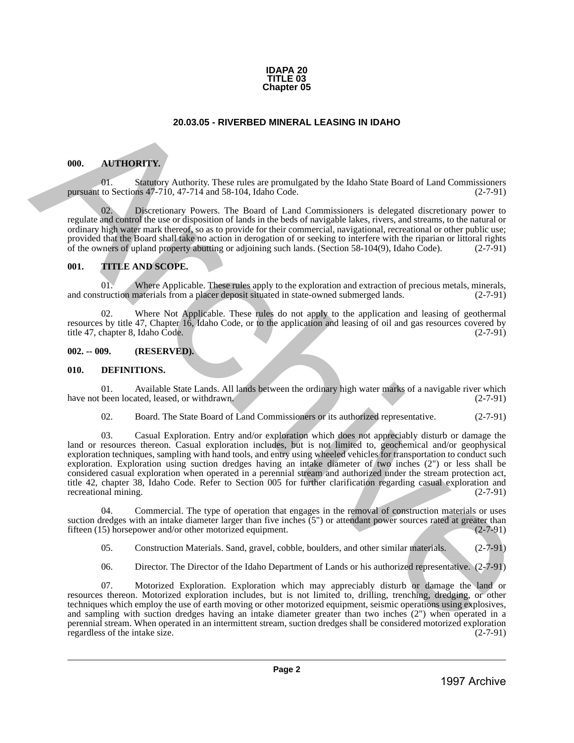**IDAPA 20**
**TITLE 03**
**Chapter 05**

## 20.03.05 - RIVERBED MINERAL LEASING IN IDAHO

### 000. AUTHORITY.

01. Statutory Authority. These rules are promulgated by the Idaho State Board of Land Commissioners pursuant to Sections 47-710, 47-714 and 58-104, Idaho Code. (2-7-91)

02. Discretionary Powers. The Board of Land Commissioners is delegated discretionary power to regulate and control the use or disposition of lands in the beds of navigable lakes, rivers, and streams, to the natural or ordinary high water mark thereof, so as to provide for their commercial, navigational, recreational or other public use; provided that the Board shall take no action in derogation of or seeking to interfere with the riparian or littoral rights of the owners of upland property abutting or adjoining such lands. (Section 58-104(9), Idaho Code). (2-7-91)

### 001. TITLE AND SCOPE.

01. Where Applicable. These rules apply to the exploration and extraction of precious metals, minerals, and construction materials from a placer deposit situated in state-owned submerged lands. (2-7-91)

02. Where Not Applicable. These rules do not apply to the application and leasing of geothermal resources by title 47, Chapter 16, Idaho Code, or to the application and leasing of oil and gas resources covered by title 47, chapter 8, Idaho Code. (2-7-91)

### 002. -- 009. (RESERVED).

### 010. DEFINITIONS.

01. Available State Lands. All lands between the ordinary high water marks of a navigable river which have not been located, leased, or withdrawn. (2-7-91)

02. Board. The State Board of Land Commissioners or its authorized representative. (2-7-91)

03. Casual Exploration. Entry and/or exploration which does not appreciably disturb or damage the land or resources thereon. Casual exploration includes, but is not limited to, geochemical and/or geophysical exploration techniques, sampling with hand tools, and entry using wheeled vehicles for transportation to conduct such exploration. Exploration using suction dredges having an intake diameter of two inches (2") or less shall be considered casual exploration when operated in a perennial stream and authorized under the stream protection act, title 42, chapter 38, Idaho Code. Refer to Section 005 for further clarification regarding casual exploration and recreational mining. (2-7-91)

04. Commercial. The type of operation that engages in the removal of construction materials or uses suction dredges with an intake diameter larger than five inches (5") or attendant power sources rated at greater than fifteen (15) horsepower and/or other motorized equipment. (2-7-91)

05. Construction Materials. Sand, gravel, cobble, boulders, and other similar materials. (2-7-91)

06. Director. The Director of the Idaho Department of Lands or his authorized representative. (2-7-91)

07. Motorized Exploration. Exploration which may appreciably disturb or damage the land or resources thereon. Motorized exploration includes, but is not limited to, drilling, trenching, dredging, or other techniques which employ the use of earth moving or other motorized equipment, seismic operations using explosives, and sampling with suction dredges having an intake diameter greater than two inches (2") when operated in a perennial stream. When operated in an intermittent stream, suction dredges shall be considered motorized exploration regardless of the intake size. (2-7-91)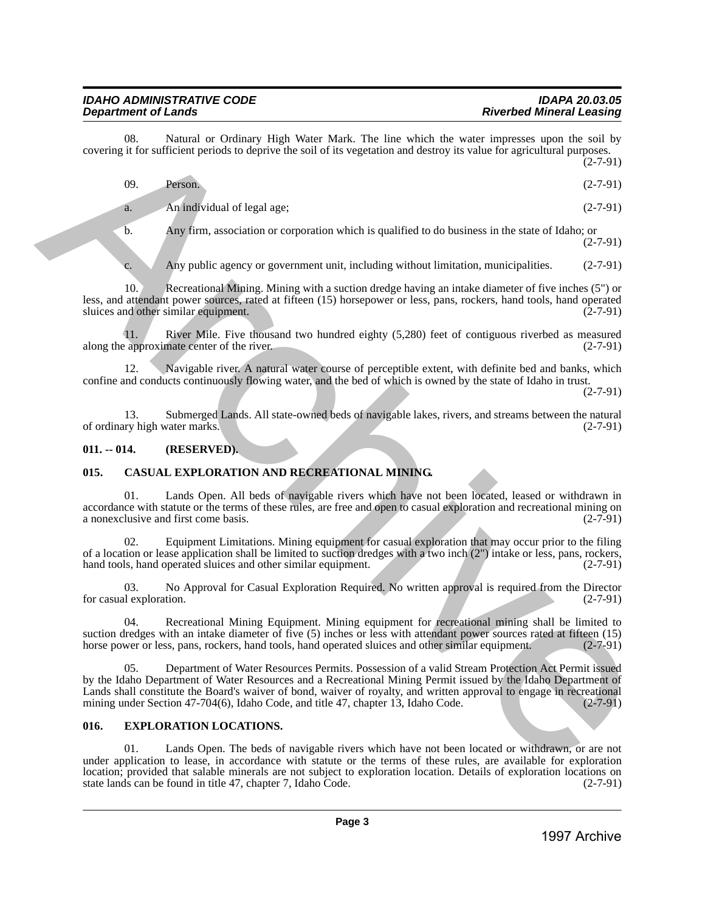08. Natural or Ordinary High Water Mark. The line which the water impresses upon the soil by covering it for sufficient periods to deprive the soil of its vegetation and destroy its value for agricultural purposes. (2-7-91)

09. Person. (2-7-91)

a. An individual of legal age; (2-7-91)

b. Any firm, association or corporation which is qualified to do business in the state of Idaho; or (2-7-91)

c. Any public agency or government unit, including without limitation, municipalities. (2-7-91)

10. Recreational Mining. Mining with a suction dredge having an intake diameter of five inches (5") or less, and attendant power sources, rated at fifteen (15) horsepower or less, pans, rockers, hand tools, hand operated sluices and other similar equipment. (2-7-91)

11. River Mile. Five thousand two hundred eighty (5,280) feet of contiguous riverbed as measured along the approximate center of the river. (2-7-91)

12. Navigable river. A natural water course of perceptible extent, with definite bed and banks, which confine and conducts continuously flowing water, and the bed of which is owned by the state of Idaho in trust. (2-7-91)

13. Submerged Lands. All state-owned beds of navigable lakes, rivers, and streams between the natural of ordinary high water marks. (2-7-91)

## 011. -- 014. (RESERVED).

## 015. CASUAL EXPLORATION AND RECREATIONAL MINING.

01. Lands Open. All beds of navigable rivers which have not been located, leased or withdrawn in accordance with statute or the terms of these rules, are free and open to casual exploration and recreational mining on a nonexclusive and first come basis. (2-7-91)

02. Equipment Limitations. Mining equipment for casual exploration that may occur prior to the filing of a location or lease application shall be limited to suction dredges with a two inch (2") intake or less, pans, rockers, hand tools, hand operated sluices and other similar equipment. (2-7-91)

03. No Approval for Casual Exploration Required. No written approval is required from the Director for casual exploration. (2-7-91)

04. Recreational Mining Equipment. Mining equipment for recreational mining shall be limited to suction dredges with an intake diameter of five (5) inches or less with attendant power sources rated at fifteen (15) horse power or less, pans, rockers, hand tools, hand operated sluices and other similar equipment. (2-7-91)

05. Department of Water Resources Permits. Possession of a valid Stream Protection Act Permit issued by the Idaho Department of Water Resources and a Recreational Mining Permit issued by the Idaho Department of Lands shall constitute the Board's waiver of bond, waiver of royalty, and written approval to engage in recreational mining under Section 47-704(6), Idaho Code, and title 47, chapter 13, Idaho Code. (2-7-91)

## 016. EXPLORATION LOCATIONS.

01. Lands Open. The beds of navigable rivers which have not been located or withdrawn, or are not under application to lease, in accordance with statute or the terms of these rules, are available for exploration location; provided that salable minerals are not subject to exploration location. Details of exploration locations on state lands can be found in title 47, chapter 7, Idaho Code. (2-7-91)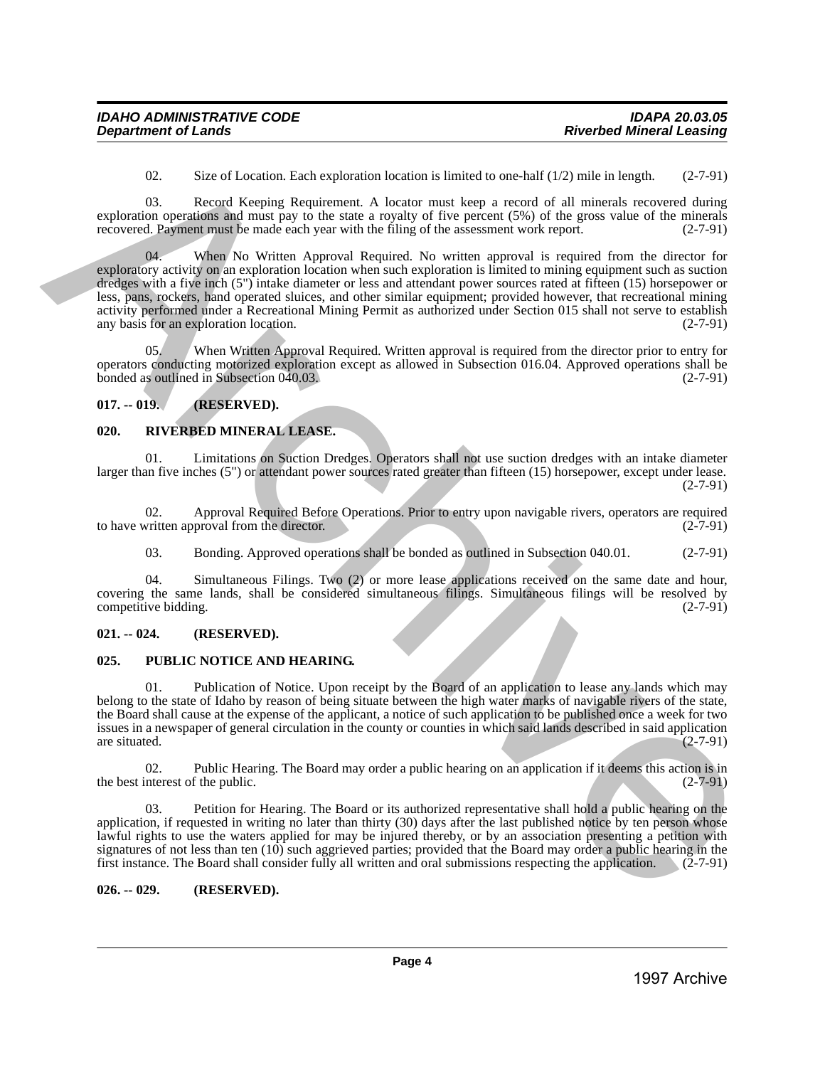02. Size of Location. Each exploration location is limited to one-half (1/2) mile in length. (2-7-91)

03. Record Keeping Requirement. A locator must keep a record of all minerals recovered during exploration operations and must pay to the state a royalty of five percent (5%) of the gross value of the minerals recovered. Payment must be made each year with the filing of the assessment work report. (2-7-91)

04. When No Written Approval Required. No written approval is required from the director for exploratory activity on an exploration location when such exploration is limited to mining equipment such as suction dredges with a five inch (5") intake diameter or less and attendant power sources rated at fifteen (15) horsepower or less, pans, rockers, hand operated sluices, and other similar equipment; provided however, that recreational mining activity performed under a Recreational Mining Permit as authorized under Section 015 shall not serve to establish any basis for an exploration location. (2-7-91)

05. When Written Approval Required. Written approval is required from the director prior to entry for operators conducting motorized exploration except as allowed in Subsection 016.04. Approved operations shall be bonded as outlined in Subsection 040.03. (2-7-91)

**017. -- 019. (RESERVED).**

**020. RIVERBED MINERAL LEASE.**

01. Limitations on Suction Dredges. Operators shall not use suction dredges with an intake diameter larger than five inches (5") or attendant power sources rated greater than fifteen (15) horsepower, except under lease. (2-7-91)

02. Approval Required Before Operations. Prior to entry upon navigable rivers, operators are required to have written approval from the director. (2-7-91)

03. Bonding. Approved operations shall be bonded as outlined in Subsection 040.01. (2-7-91)

04. Simultaneous Filings. Two (2) or more lease applications received on the same date and hour, covering the same lands, shall be considered simultaneous filings. Simultaneous filings will be resolved by competitive bidding. (2-7-91)

**021. -- 024. (RESERVED).**

**025. PUBLIC NOTICE AND HEARING.**

01. Publication of Notice. Upon receipt by the Board of an application to lease any lands which may belong to the state of Idaho by reason of being situate between the high water marks of navigable rivers of the state, the Board shall cause at the expense of the applicant, a notice of such application to be published once a week for two issues in a newspaper of general circulation in the county or counties in which said lands described in said application are situated. (2-7-91)

02. Public Hearing. The Board may order a public hearing on an application if it deems this action is in the best interest of the public. (2-7-91)

03. Petition for Hearing. The Board or its authorized representative shall hold a public hearing on the application, if requested in writing no later than thirty (30) days after the last published notice by ten person whose lawful rights to use the waters applied for may be injured thereby, or by an association presenting a petition with signatures of not less than ten (10) such aggrieved parties; provided that the Board may order a public hearing in the first instance. The Board shall consider fully all written and oral submissions respecting the application. (2-7-91)

**026. -- 029. (RESERVED).**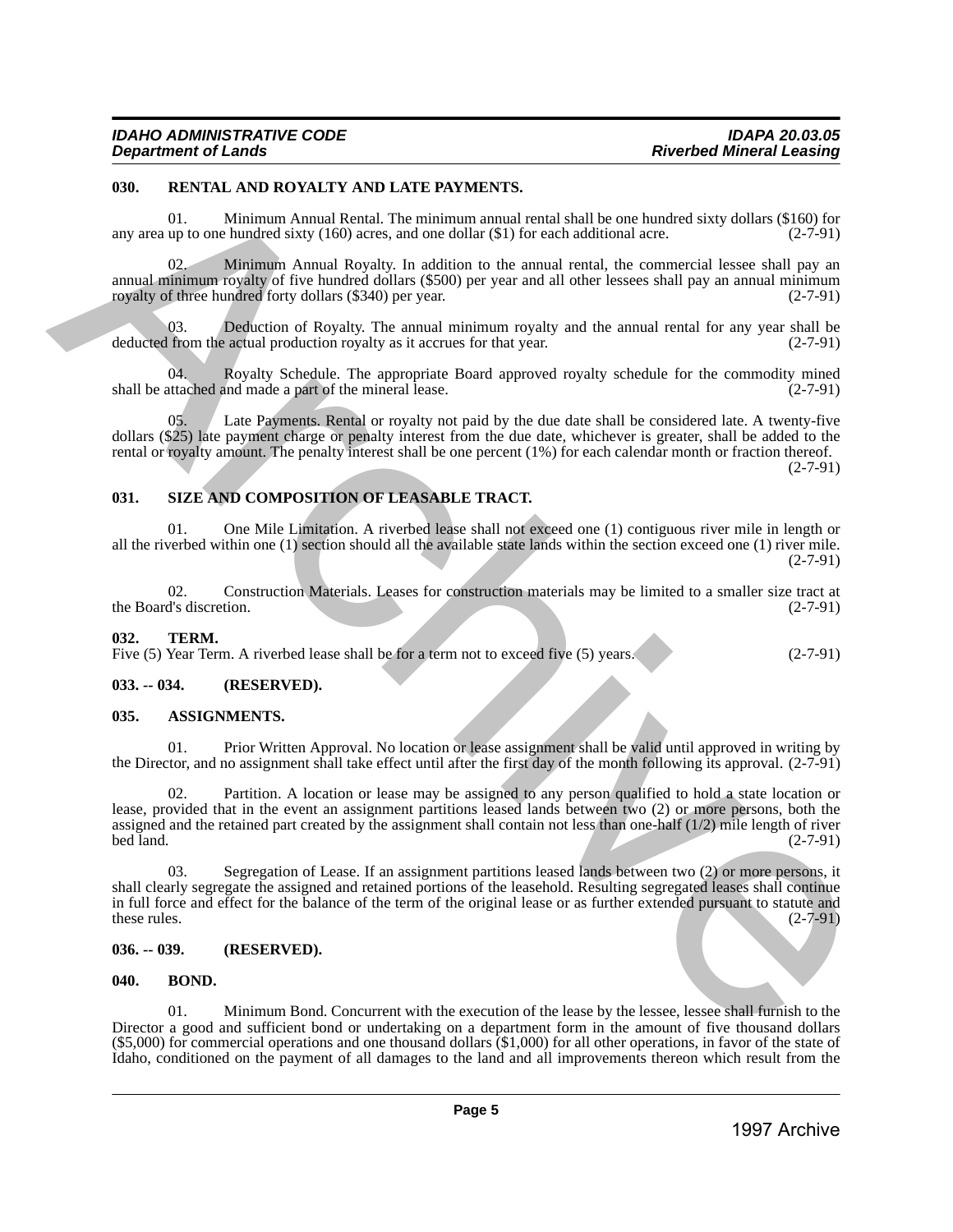## 030. RENTAL AND ROYALTY AND LATE PAYMENTS.

01. Minimum Annual Rental. The minimum annual rental shall be one hundred sixty dollars ($160) for any area up to one hundred sixty (160) acres, and one dollar ($1) for each additional acre. (2-7-91)

02. Minimum Annual Royalty. In addition to the annual rental, the commercial lessee shall pay an annual minimum royalty of five hundred dollars ($500) per year and all other lessees shall pay an annual minimum royalty of three hundred forty dollars ($340) per year. (2-7-91)

03. Deduction of Royalty. The annual minimum royalty and the annual rental for any year shall be deducted from the actual production royalty as it accrues for that year. (2-7-91)

04. Royalty Schedule. The appropriate Board approved royalty schedule for the commodity mined shall be attached and made a part of the mineral lease. (2-7-91)

05. Late Payments. Rental or royalty not paid by the due date shall be considered late. A twenty-five dollars ($25) late payment charge or penalty interest from the due date, whichever is greater, shall be added to the rental or royalty amount. The penalty interest shall be one percent (1%) for each calendar month or fraction thereof. (2-7-91)

## 031. SIZE AND COMPOSITION OF LEASABLE TRACT.

01. One Mile Limitation. A riverbed lease shall not exceed one (1) contiguous river mile in length or all the riverbed within one (1) section should all the available state lands within the section exceed one (1) river mile. (2-7-91)

02. Construction Materials. Leases for construction materials may be limited to a smaller size tract at the Board's discretion. (2-7-91)

## 032. TERM.

Five (5) Year Term. A riverbed lease shall be for a term not to exceed five (5) years. (2-7-91)

## 033. -- 034. (RESERVED).

## 035. ASSIGNMENTS.

01. Prior Written Approval. No location or lease assignment shall be valid until approved in writing by the Director, and no assignment shall take effect until after the first day of the month following its approval. (2-7-91)

02. Partition. A location or lease may be assigned to any person qualified to hold a state location or lease, provided that in the event an assignment partitions leased lands between two (2) or more persons, both the assigned and the retained part created by the assignment shall contain not less than one-half (1/2) mile length of river bed land. (2-7-91)

03. Segregation of Lease. If an assignment partitions leased lands between two (2) or more persons, it shall clearly segregate the assigned and retained portions of the leasehold. Resulting segregated leases shall continue in full force and effect for the balance of the term of the original lease or as further extended pursuant to statute and these rules. (2-7-91)

## 036. -- 039. (RESERVED).

## 040. BOND.

01. Minimum Bond. Concurrent with the execution of the lease by the lessee, lessee shall furnish to the Director a good and sufficient bond or undertaking on a department form in the amount of five thousand dollars ($5,000) for commercial operations and one thousand dollars ($1,000) for all other operations, in favor of the state of Idaho, conditioned on the payment of all damages to the land and all improvements thereon which result from the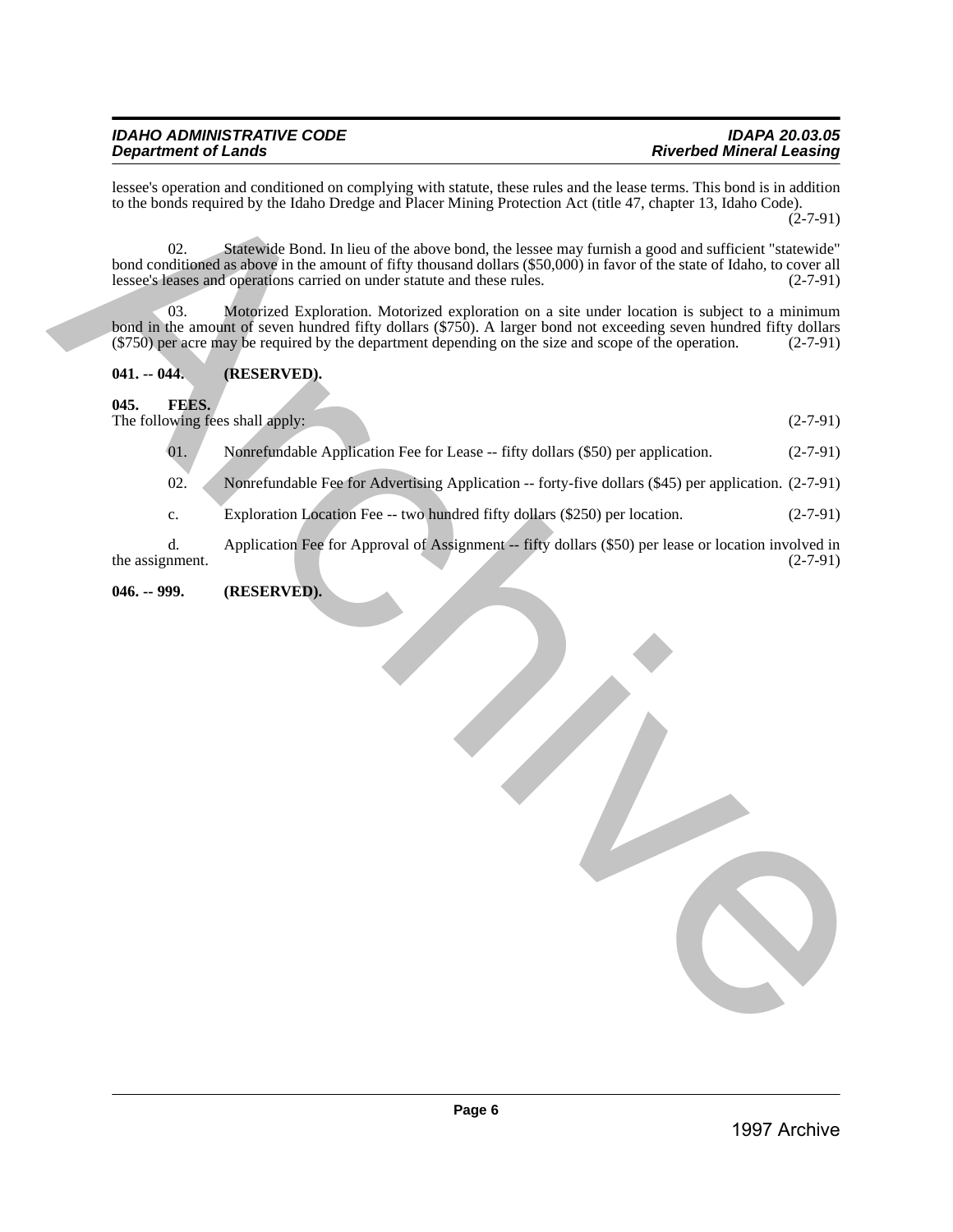lessee's operation and conditioned on complying with statute, these rules and the lease terms. This bond is in addition to the bonds required by the Idaho Dredge and Placer Mining Protection Act (title 47, chapter 13, Idaho Code). (2-7-91)

02. Statewide Bond. In lieu of the above bond, the lessee may furnish a good and sufficient "statewide" bond conditioned as above in the amount of fifty thousand dollars ($50,000) in favor of the state of Idaho, to cover all lessee's leases and operations carried on under statute and these rules. (2-7-91)

03. Motorized Exploration. Motorized exploration on a site under location is subject to a minimum bond in the amount of seven hundred fifty dollars ($750). A larger bond not exceeding seven hundred fifty dollars ($750) per acre may be required by the department depending on the size and scope of the operation. (2-7-91)

**041. -- 044. (RESERVED).**

**045. FEES.**

The following fees shall apply: (2-7-91)

01. Nonrefundable Application Fee for Lease -- fifty dollars ($50) per application. (2-7-91)

02. Nonrefundable Fee for Advertising Application -- forty-five dollars ($45) per application. (2-7-91)

c. Exploration Location Fee -- two hundred fifty dollars ($250) per location. (2-7-91)

d. Application Fee for Approval of Assignment -- fifty dollars ($50) per lease or location involved in the assignment. (2-7-91)

**046. -- 999. (RESERVED).**